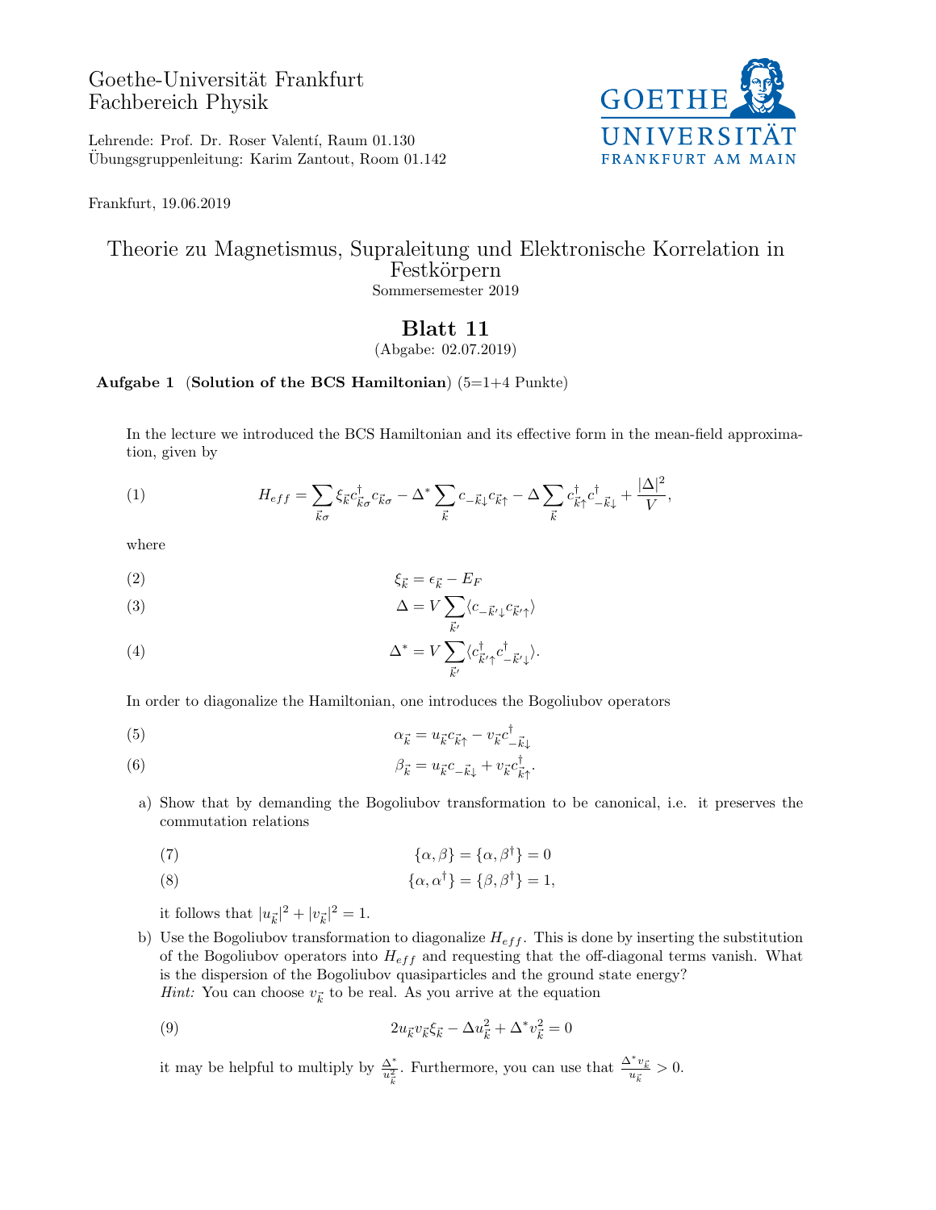Goethe-Universität Frankfurt
Fachbereich Physik

Lehrende: Prof. Dr. Roser Valentí, Raum 01.130
Übungsgruppenleitung: Karim Zantout, Room 01.142

Frankfurt, 19.06.2019

# Theorie zu Magnetismus, Supraleitung und Elektronische Korrelation in Festkörpern

Sommersemester 2019

## Blatt 11

(Abgabe: 02.07.2019)

**Aufgabe 1** (**Solution of the BCS Hamiltonian**) (5=1+4 Punkte)

In the lecture we introduced the BCS Hamiltonian and its effective form in the mean-field approximation, given by

$$H_{eff} = \sum_{\vec{k}\sigma} \xi_{\vec{k}} c^\dagger_{\vec{k}\sigma} c_{\vec{k}\sigma} - \Delta^* \sum_{\vec{k}} c_{-\vec{k}\downarrow} c_{\vec{k}\uparrow} - \Delta \sum_{\vec{k}} c^\dagger_{\vec{k}\uparrow} c^\dagger_{-\vec{k}\downarrow} + \frac{|\Delta|^2}{V}, \tag{1}$$

where

$$\xi_{\vec{k}} = \epsilon_{\vec{k}} - E_F \tag{2}$$

$$\Delta = V \sum_{\vec{k}'} \langle c_{-\vec{k}'\downarrow} c_{\vec{k}'\uparrow} \rangle \tag{3}$$

$$\Delta^* = V \sum_{\vec{k}'} \langle c^\dagger_{\vec{k}'\uparrow} c^\dagger_{-\vec{k}'\downarrow} \rangle. \tag{4}$$

In order to diagonalize the Hamiltonian, one introduces the Bogoliubov operators

$$\alpha_{\vec{k}} = u_{\vec{k}} c_{\vec{k}\uparrow} - v_{\vec{k}} c^\dagger_{-\vec{k}\downarrow} \tag{5}$$

$$\beta_{\vec{k}} = u_{\vec{k}} c_{-\vec{k}\downarrow} + v_{\vec{k}} c^\dagger_{\vec{k}\uparrow}. \tag{6}$$

a) Show that by demanding the Bogoliubov transformation to be canonical, i.e. it preserves the commutation relations

$$\{\alpha, \beta\} = \{\alpha, \beta^\dagger\} = 0 \tag{7}$$

$$\{\alpha, \alpha^\dagger\} = \{\beta, \beta^\dagger\} = 1, \tag{8}$$

it follows that $|u_{\vec{k}}|^2 + |v_{\vec{k}}|^2 = 1$.

b) Use the Bogoliubov transformation to diagonalize $H_{eff}$. This is done by inserting the substitution of the Bogoliubov operators into $H_{eff}$ and requesting that the off-diagonal terms vanish. What is the dispersion of the Bogoliubov quasiparticles and the ground state energy?
*Hint:* You can choose $v_{\vec{k}}$ to be real. As you arrive at the equation

$$2u_{\vec{k}} v_{\vec{k}} \xi_{\vec{k}} - \Delta u^2_{\vec{k}} + \Delta^* v^2_{\vec{k}} = 0 \tag{9}$$

it may be helpful to multiply by $\frac{\Delta^*}{u^2_{\vec{k}}}$. Furthermore, you can use that $\frac{\Delta^* v_{\vec{k}}}{u_{\vec{k}}} > 0$.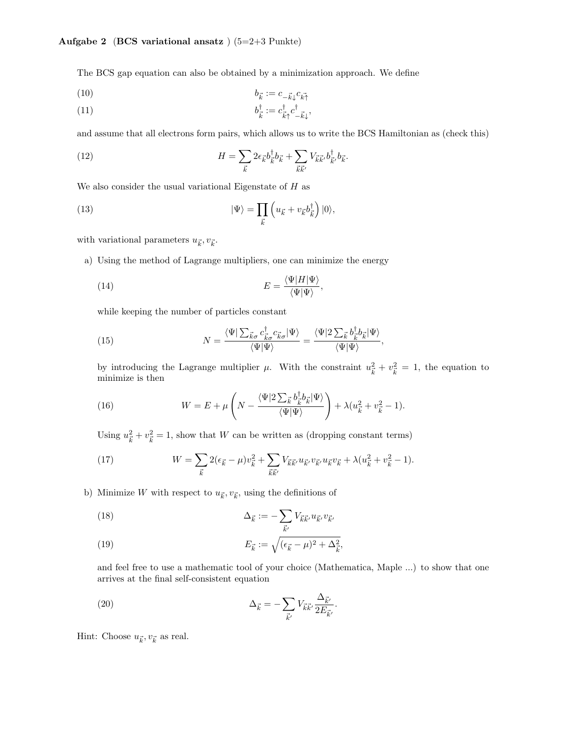**Aufgabe 2** (**BCS variational ansatz** ) (5=2+3 Punkte)

The BCS gap equation can also be obtained by a minimization approach. We define

$$b_{\vec{k}} := c_{-\vec{k}\downarrow} c_{\vec{k}\uparrow} \tag{10}$$

$$b^\dagger_{\vec{k}} := c^\dagger_{\vec{k}\uparrow} c^\dagger_{-\vec{k}\downarrow}, \tag{11}$$

and assume that all electrons form pairs, which allows us to write the BCS Hamiltonian as (check this)

$$H = \sum_{\vec{k}} 2\epsilon_{\vec{k}} b^\dagger_{\vec{k}} b_{\vec{k}} + \sum_{\vec{k}\vec{k}'} V_{\vec{k}\vec{k}'} b^\dagger_{\vec{k}'} b_{\vec{k}}. \tag{12}$$

We also consider the usual variational Eigenstate of $H$ as

$$|\Psi\rangle = \prod_{\vec{k}} \left( u_{\vec{k}} + v_{\vec{k}} b^\dagger_{\vec{k}} \right) |0\rangle, \tag{13}$$

with variational parameters $u_{\vec{k}}, v_{\vec{k}}$.

a) Using the method of Lagrange multipliers, one can minimize the energy

$$E = \frac{\langle \Psi | H | \Psi \rangle}{\langle \Psi | \Psi \rangle}, \tag{14}$$

while keeping the number of particles constant

$$N = \frac{\langle \Psi | \sum_{\vec{k}\sigma} c^\dagger_{\vec{k}\sigma} c_{\vec{k}\sigma} | \Psi \rangle}{\langle \Psi | \Psi \rangle} = \frac{\langle \Psi | 2 \sum_{\vec{k}} b^\dagger_{\vec{k}} b_{\vec{k}} | \Psi \rangle}{\langle \Psi | \Psi \rangle}, \tag{15}$$

by introducing the Lagrange multiplier $\mu$. With the constraint $u^2_{\vec{k}} + v^2_{\vec{k}} = 1$, the equation to minimize is then

$$W = E + \mu \left( N - \frac{\langle \Psi | 2 \sum_{\vec{k}} b^\dagger_{\vec{k}} b_{\vec{k}} | \Psi \rangle}{\langle \Psi | \Psi \rangle} \right) + \lambda (u^2_{\vec{k}} + v^2_{\vec{k}} - 1). \tag{16}$$

Using $u^2_{\vec{k}} + v^2_{\vec{k}} = 1$, show that $W$ can be written as (dropping constant terms)

$$W = \sum_{\vec{k}} 2(\epsilon_{\vec{k}} - \mu) v^2_{\vec{k}} + \sum_{\vec{k}\vec{k}'} V_{\vec{k}\vec{k}'} u_{\vec{k}'} v_{\vec{k}'} u_{\vec{k}} v_{\vec{k}} + \lambda (u^2_{\vec{k}} + v^2_{\vec{k}} - 1). \tag{17}$$

b) Minimize $W$ with respect to $u_{\vec{k}}, v_{\vec{k}}$, using the definitions of

$$\Delta_{\vec{k}} := - \sum_{\vec{k}'} V_{\vec{k}\vec{k}'} u_{\vec{k}'} v_{\vec{k}'} \tag{18}$$

$$E_{\vec{k}} := \sqrt{(\epsilon_{\vec{k}} - \mu)^2 + \Delta^2_{\vec{k}}}, \tag{19}$$

and feel free to use a mathematic tool of your choice (Mathematica, Maple ...) to show that one arrives at the final self-consistent equation

$$\Delta_{\vec{k}} = - \sum_{\vec{k}'} V_{\vec{k}\vec{k}'} \frac{\Delta_{\vec{k}'}}{2E_{\vec{k}'}}. \tag{20}$$

Hint: Choose $u_{\vec{k}}, v_{\vec{k}}$ as real.